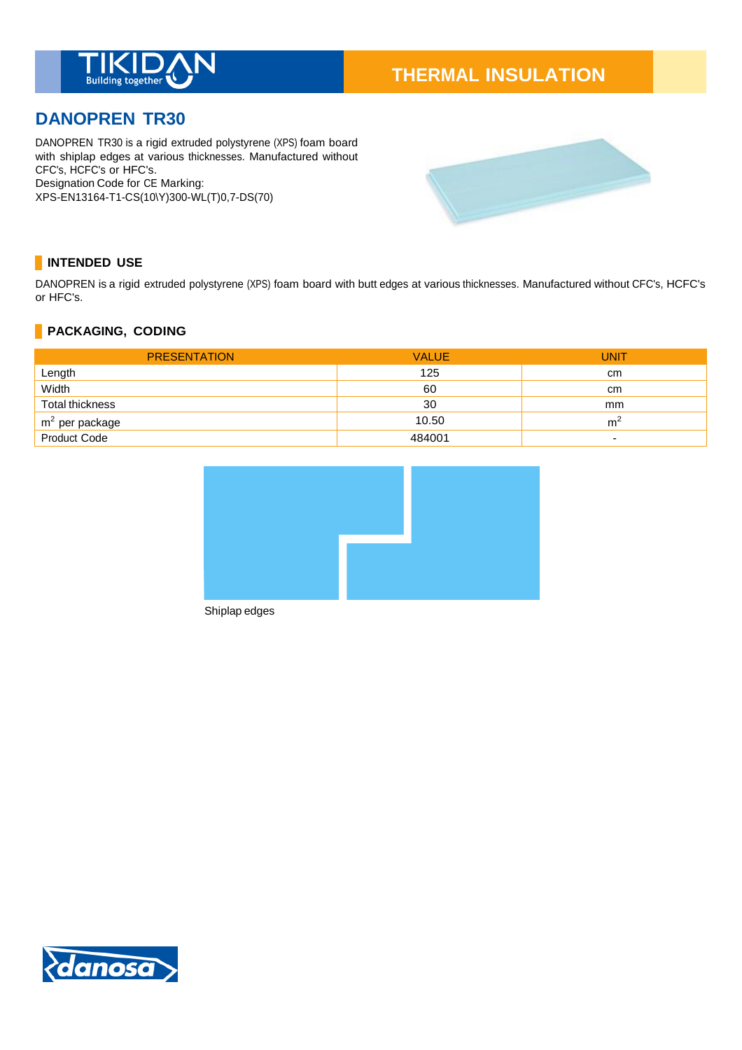THERMAL INSULATION

# DANOPREN TR30

DANOPREN TR30 is a rigid extruded polystyrene (XPS) foam board with shiplap edges at various thicknesses. Manufactured without CFC's, HCFC's or HFC's.
Designation Code for CE Marking:
XPS-EN13164-T1-CS(10\Y)300-WL(T)0,7-DS(70)

## INTENDED USE

DANOPREN is a rigid extruded polystyrene (XPS) foam board with butt edges at various thicknesses. Manufactured without CFC's, HCFC's or HFC's.

## PACKAGING, CODING

| PRESENTATION | VALUE | UNIT |
|---|---|---|
| Length | 125 | cm |
| Width | 60 | cm |
| Total thickness | 30 | mm |
| $m^2$ per package | 10.50 | $m^2$ |
| Product Code | 484001 | - |

Shiplap edges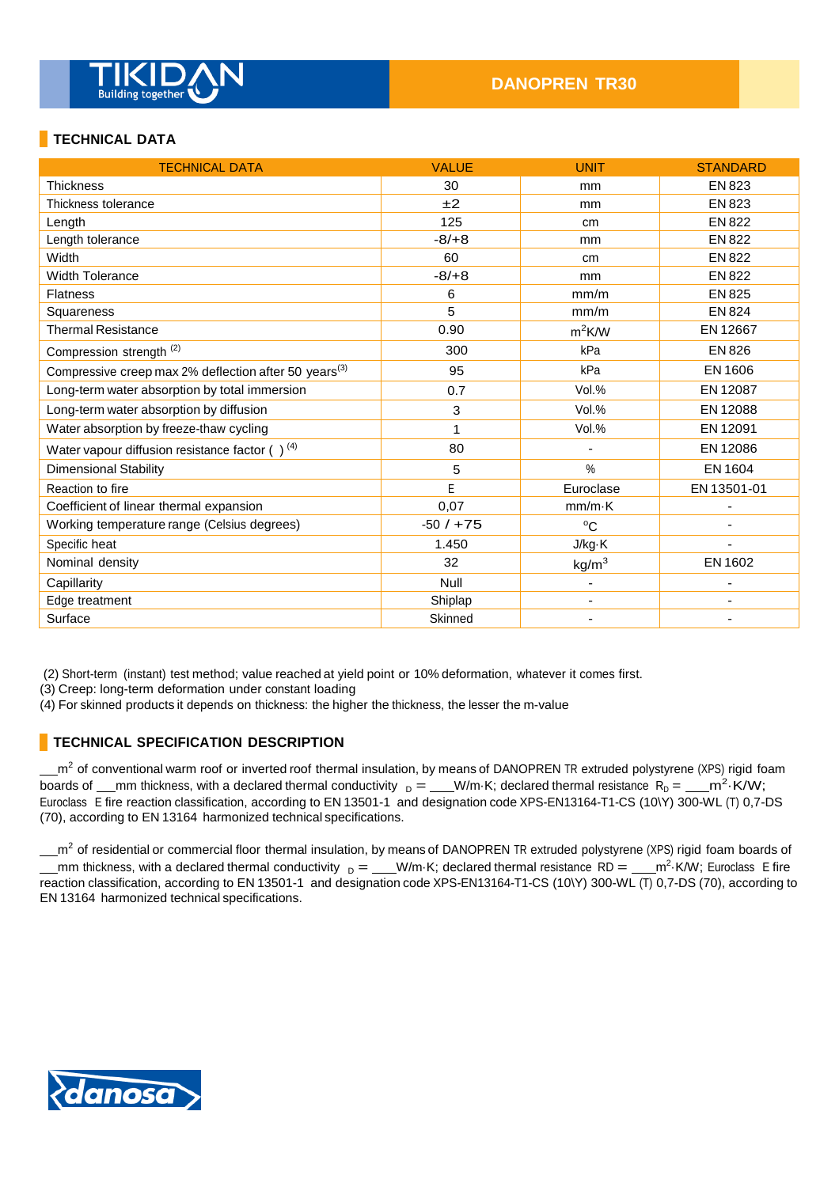## TECHNICAL DATA

| TECHNICAL DATA | VALUE | UNIT | STANDARD |
|---|---|---|---|
| Thickness | 30 | mm | EN 823 |
| Thickness tolerance | ±2 | mm | EN 823 |
| Length | 125 | cm | EN 822 |
| Length tolerance | -8/+8 | mm | EN 822 |
| Width | 60 | cm | EN 822 |
| Width Tolerance | -8/+8 | mm | EN 822 |
| Flatness | 6 | mm/m | EN 825 |
| Squareness | 5 | mm/m | EN 824 |
| Thermal Resistance | 0.90 | $m^2K/W$ | EN 12667 |
| Compression strength (2) | 300 | kPa | EN 826 |
| Compressive creep max 2% deflection after 50 years(3) | 95 | kPa | EN 1606 |
| Long-term water absorption by total immersion | 0.7 | Vol.% | EN 12087 |
| Long-term water absorption by diffusion | 3 | Vol.% | EN 12088 |
| Water absorption by freeze-thaw cycling | 1 | Vol.% | EN 12091 |
| Water vapour diffusion resistance factor ( ) (4) | 80 | - | EN 12086 |
| Dimensional Stability | 5 | % | EN 1604 |
| Reaction to fire | E | Euroclase | EN 13501-01 |
| Coefficient of linear thermal expansion | 0,07 | mm/m·K | - |
| Working temperature range (Celsius degrees) | -50 / +75 | ºC | - |
| Specific heat | 1.450 | J/kg·K | - |
| Nominal density | 32 | $kg/m^3$ | EN 1602 |
| Capillarity | Null | - | - |
| Edge treatment | Shiplap | - | - |
| Surface | Skinned | - | - |

(2) Short-term (instant) test method; value reached at yield point or 10% deformation, whatever it comes first.
(3) Creep: long-term deformation under constant loading
(4) For skinned products it depends on thickness: the higher the thickness, the lesser the m-value

## TECHNICAL SPECIFICATION DESCRIPTION

__$m^2$ of conventional warm roof or inverted roof thermal insulation, by means of DANOPREN TR extruded polystyrene (XPS) rigid foam boards of __mm thickness, with a declared thermal conductivity $_D$ = ___W/m·K; declared thermal resistance $R_D$ = ___$m^2$·K/W; Euroclass E fire reaction classification, according to EN 13501-1 and designation code XPS-EN13164-T1-CS (10\Y) 300-WL (T) 0,7-DS (70), according to EN 13164 harmonized technical specifications.

__$m^2$ of residential or commercial floor thermal insulation, by means of DANOPREN TR extruded polystyrene (XPS) rigid foam boards of __mm thickness, with a declared thermal conductivity $_D$ = ___W/m·K; declared thermal resistance RD = ___$m^2$·K/W; Euroclass E fire reaction classification, according to EN 13501-1 and designation code XPS-EN13164-T1-CS (10\Y) 300-WL (T) 0,7-DS (70), according to EN 13164 harmonized technical specifications.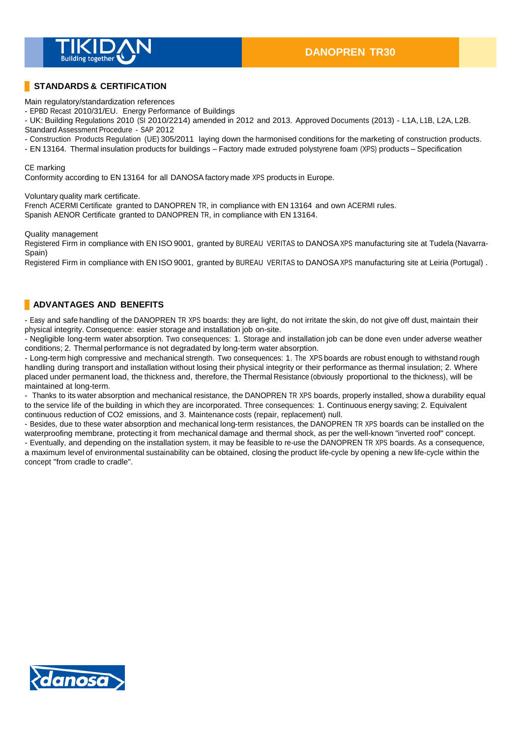## STANDARDS & CERTIFICATION

Main regulatory/standardization references

- EPBD Recast 2010/31/EU. Energy Performance of Buildings
- UK: Building Regulations 2010 (SI 2010/2214) amended in 2012 and 2013. Approved Documents (2013) - L1A, L1B, L2A, L2B. Standard Assessment Procedure - SAP 2012
- Construction Products Regulation (UE) 305/2011 laying down the harmonised conditions for the marketing of construction products.
- EN 13164. Thermal insulation products for buildings – Factory made extruded polystyrene foam (XPS) products – Specification

CE marking

Conformity according to EN 13164 for all DANOSA factory made XPS products in Europe.

Voluntary quality mark certificate.

French ACERMI Certificate granted to DANOPREN TR, in compliance with EN 13164 and own ACERMI rules.
Spanish AENOR Certificate granted to DANOPREN TR, in compliance with EN 13164.

Quality management

Registered Firm in compliance with EN ISO 9001, granted by BUREAU VERITAS to DANOSA XPS manufacturing site at Tudela (Navarra-Spain)

Registered Firm in compliance with EN ISO 9001, granted by BUREAU VERITAS to DANOSA XPS manufacturing site at Leiria (Portugal) .

## ADVANTAGES AND BENEFITS

- Easy and safe handling of the DANOPREN TR XPS boards: they are light, do not irritate the skin, do not give off dust, maintain their physical integrity. Consequence: easier storage and installation job on-site.
- Negligible long-term water absorption. Two consequences: 1. Storage and installation job can be done even under adverse weather conditions; 2. Thermal performance is not degradated by long-term water absorption.
- Long-term high compressive and mechanical strength. Two consequences: 1. The XPS boards are robust enough to withstand rough handling during transport and installation without losing their physical integrity or their performance as thermal insulation; 2. Where placed under permanent load, the thickness and, therefore, the Thermal Resistance (obviously proportional to the thickness), will be maintained at long-term.
- Thanks to its water absorption and mechanical resistance, the DANOPREN TR XPS boards, properly installed, show a durability equal to the service life of the building in which they are incorporated. Three consequences: 1. Continuous energy saving; 2. Equivalent continuous reduction of $CO_2$ emissions, and 3. Maintenance costs (repair, replacement) null.
- Besides, due to these water absorption and mechanical long-term resistances, the DANOPREN TR XPS boards can be installed on the waterproofing membrane, protecting it from mechanical damage and thermal shock, as per the well-known "inverted roof" concept.
- Eventually, and depending on the installation system, it may be feasible to re-use the DANOPREN TR XPS boards. As a consequence, a maximum level of environmental sustainability can be obtained, closing the product life-cycle by opening a new life-cycle within the concept "from cradle to cradle".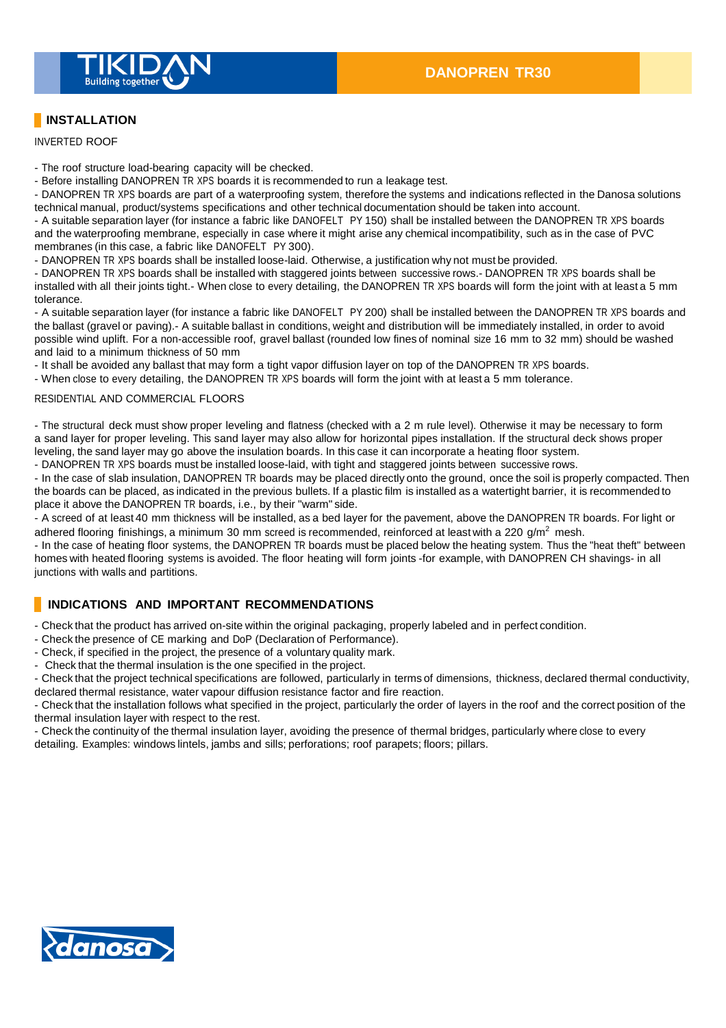## INSTALLATION

INVERTED ROOF

- The roof structure load-bearing capacity will be checked.
- Before installing DANOPREN TR XPS boards it is recommended to run a leakage test.
- DANOPREN TR XPS boards are part of a waterproofing system, therefore the systems and indications reflected in the Danosa solutions technical manual, product/systems specifications and other technical documentation should be taken into account.
- A suitable separation layer (for instance a fabric like DANOFELT PY 150) shall be installed between the DANOPREN TR XPS boards and the waterproofing membrane, especially in case where it might arise any chemical incompatibility, such as in the case of PVC membranes (in this case, a fabric like DANOFELT PY 300).
- DANOPREN TR XPS boards shall be installed loose-laid. Otherwise, a justification why not must be provided.
- DANOPREN TR XPS boards shall be installed with staggered joints between successive rows.- DANOPREN TR XPS boards shall be installed with all their joints tight.- When close to every detailing, the DANOPREN TR XPS boards will form the joint with at least a 5 mm tolerance.
- A suitable separation layer (for instance a fabric like DANOFELT PY 200) shall be installed between the DANOPREN TR XPS boards and the ballast (gravel or paving).- A suitable ballast in conditions, weight and distribution will be immediately installed, in order to avoid possible wind uplift. For a non-accessible roof, gravel ballast (rounded low fines of nominal size 16 mm to 32 mm) should be washed and laid to a minimum thickness of 50 mm
- It shall be avoided any ballast that may form a tight vapor diffusion layer on top of the DANOPREN TR XPS boards.
- When close to every detailing, the DANOPREN TR XPS boards will form the joint with at least a 5 mm tolerance.

RESIDENTIAL AND COMMERCIAL FLOORS

- The structural deck must show proper leveling and flatness (checked with a 2 m rule level). Otherwise it may be necessary to form a sand layer for proper leveling. This sand layer may also allow for horizontal pipes installation. If the structural deck shows proper leveling, the sand layer may go above the insulation boards. In this case it can incorporate a heating floor system.
- DANOPREN TR XPS boards must be installed loose-laid, with tight and staggered joints between successive rows.
- In the case of slab insulation, DANOPREN TR boards may be placed directly onto the ground, once the soil is properly compacted. Then the boards can be placed, as indicated in the previous bullets. If a plastic film is installed as a watertight barrier, it is recommended to place it above the DANOPREN TR boards, i.e., by their "warm" side.
- A screed of at least 40 mm thickness will be installed, as a bed layer for the pavement, above the DANOPREN TR boards. For light or adhered flooring finishings, a minimum 30 mm screed is recommended, reinforced at least with a 220 g/m$^2$ mesh.
- In the case of heating floor systems, the DANOPREN TR boards must be placed below the heating system. Thus the "heat theft" between homes with heated flooring systems is avoided. The floor heating will form joints -for example, with DANOPREN CH shavings- in all junctions with walls and partitions.

## INDICATIONS AND IMPORTANT RECOMMENDATIONS

- Check that the product has arrived on-site within the original packaging, properly labeled and in perfect condition.
- Check the presence of CE marking and DoP (Declaration of Performance).
- Check, if specified in the project, the presence of a voluntary quality mark.
- Check that the thermal insulation is the one specified in the project.
- Check that the project technical specifications are followed, particularly in terms of dimensions, thickness, declared thermal conductivity, declared thermal resistance, water vapour diffusion resistance factor and fire reaction.
- Check that the installation follows what specified in the project, particularly the order of layers in the roof and the correct position of the thermal insulation layer with respect to the rest.
- Check the continuity of the thermal insulation layer, avoiding the presence of thermal bridges, particularly where close to every detailing. Examples: windows lintels, jambs and sills; perforations; roof parapets; floors; pillars.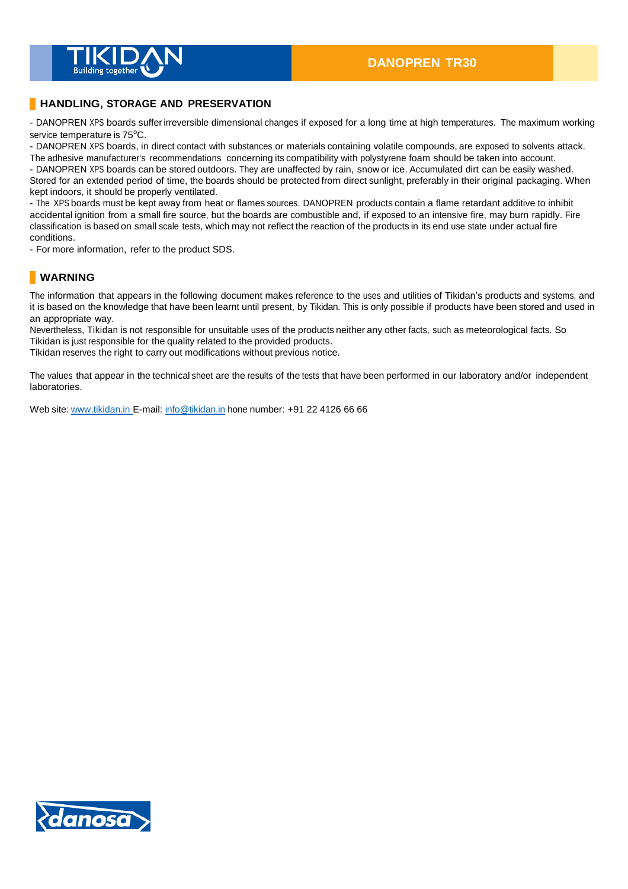## HANDLING, STORAGE AND PRESERVATION

- DANOPREN XPS boards suffer irreversible dimensional changes if exposed for a long time at high temperatures. The maximum working service temperature is 75ºC.
- DANOPREN XPS boards, in direct contact with substances or materials containing volatile compounds, are exposed to solvents attack. The adhesive manufacturer's recommendations concerning its compatibility with polystyrene foam should be taken into account.
- DANOPREN XPS boards can be stored outdoors. They are unaffected by rain, snow or ice. Accumulated dirt can be easily washed. Stored for an extended period of time, the boards should be protected from direct sunlight, preferably in their original packaging. When kept indoors, it should be properly ventilated.
- The XPS boards must be kept away from heat or flames sources. DANOPREN products contain a flame retardant additive to inhibit accidental ignition from a small fire source, but the boards are combustible and, if exposed to an intensive fire, may burn rapidly. Fire classification is based on small scale tests, which may not reflect the reaction of the products in its end use state under actual fire conditions.
- For more information, refer to the product SDS.

## WARNING

The information that appears in the following document makes reference to the uses and utilities of Tikidan's products and systems, and it is based on the knowledge that have been learnt until present, by Tikidan. This is only possible if products have been stored and used in an appropriate way.
Nevertheless, Tikidan is not responsible for unsuitable uses of the products neither any other facts, such as meteorological facts. So Tikidan is just responsible for the quality related to the provided products.
Tikidan reserves the right to carry out modifications without previous notice.

The values that appear in the technical sheet are the results of the tests that have been performed in our laboratory and/or independent laboratories.

Web site: www.tikidan.in E-mail: info@tikidan.in hone number: +91 22 4126 66 66